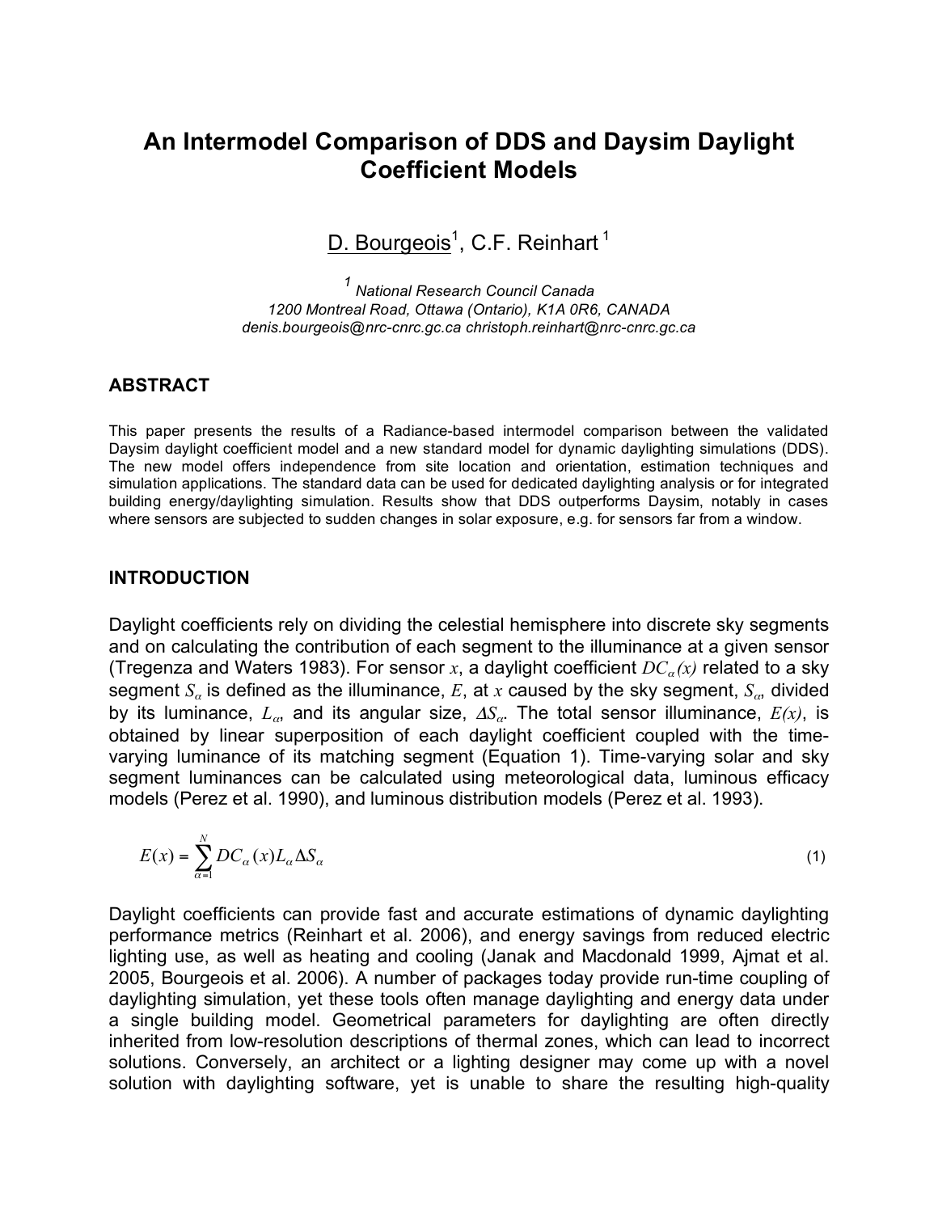# An Intermodel Comparison of DDS and Daysim Daylight Coefficient Models

D. Bourgeois[1], C.F. Reinhart [1]

[1] National Research Council Canada
1200 Montreal Road, Ottawa (Ontario), K1A 0R6, CANADA
denis.bourgeois@nrc-cnrc.gc.ca christoph.reinhart@nrc-cnrc.gc.ca

## ABSTRACT

This paper presents the results of a Radiance-based intermodel comparison between the validated Daysim daylight coefficient model and a new standard model for dynamic daylighting simulations (DDS). The new model offers independence from site location and orientation, estimation techniques and simulation applications. The standard data can be used for dedicated daylighting analysis or for integrated building energy/daylighting simulation. Results show that DDS outperforms Daysim, notably in cases where sensors are subjected to sudden changes in solar exposure, e.g. for sensors far from a window.

## INTRODUCTION

Daylight coefficients rely on dividing the celestial hemisphere into discrete sky segments and on calculating the contribution of each segment to the illuminance at a given sensor (Tregenza and Waters 1983). For sensor $x$, a daylight coefficient $DC_{\alpha}(x)$ related to a sky segment $S_{\alpha}$ is defined as the illuminance, $E$, at $x$ caused by the sky segment, $S_{\alpha}$, divided by its luminance, $L_{\alpha}$, and its angular size, $\Delta S_{\alpha}$. The total sensor illuminance, $E(x)$, is obtained by linear superposition of each daylight coefficient coupled with the time-varying luminance of its matching segment (Equation 1). Time-varying solar and sky segment luminances can be calculated using meteorological data, luminous efficacy models (Perez et al. 1990), and luminous distribution models (Perez et al. 1993).

$$E(x) = \sum_{\alpha=1}^{N} DC_{\alpha}(x) L_{\alpha} \Delta S_{\alpha} \tag{1}$$

Daylight coefficients can provide fast and accurate estimations of dynamic daylighting performance metrics (Reinhart et al. 2006), and energy savings from reduced electric lighting use, as well as heating and cooling (Janak and Macdonald 1999, Ajmat et al. 2005, Bourgeois et al. 2006). A number of packages today provide run-time coupling of daylighting simulation, yet these tools often manage daylighting and energy data under a single building model. Geometrical parameters for daylighting are often directly inherited from low-resolution descriptions of thermal zones, which can lead to incorrect solutions. Conversely, an architect or a lighting designer may come up with a novel solution with daylighting software, yet is unable to share the resulting high-quality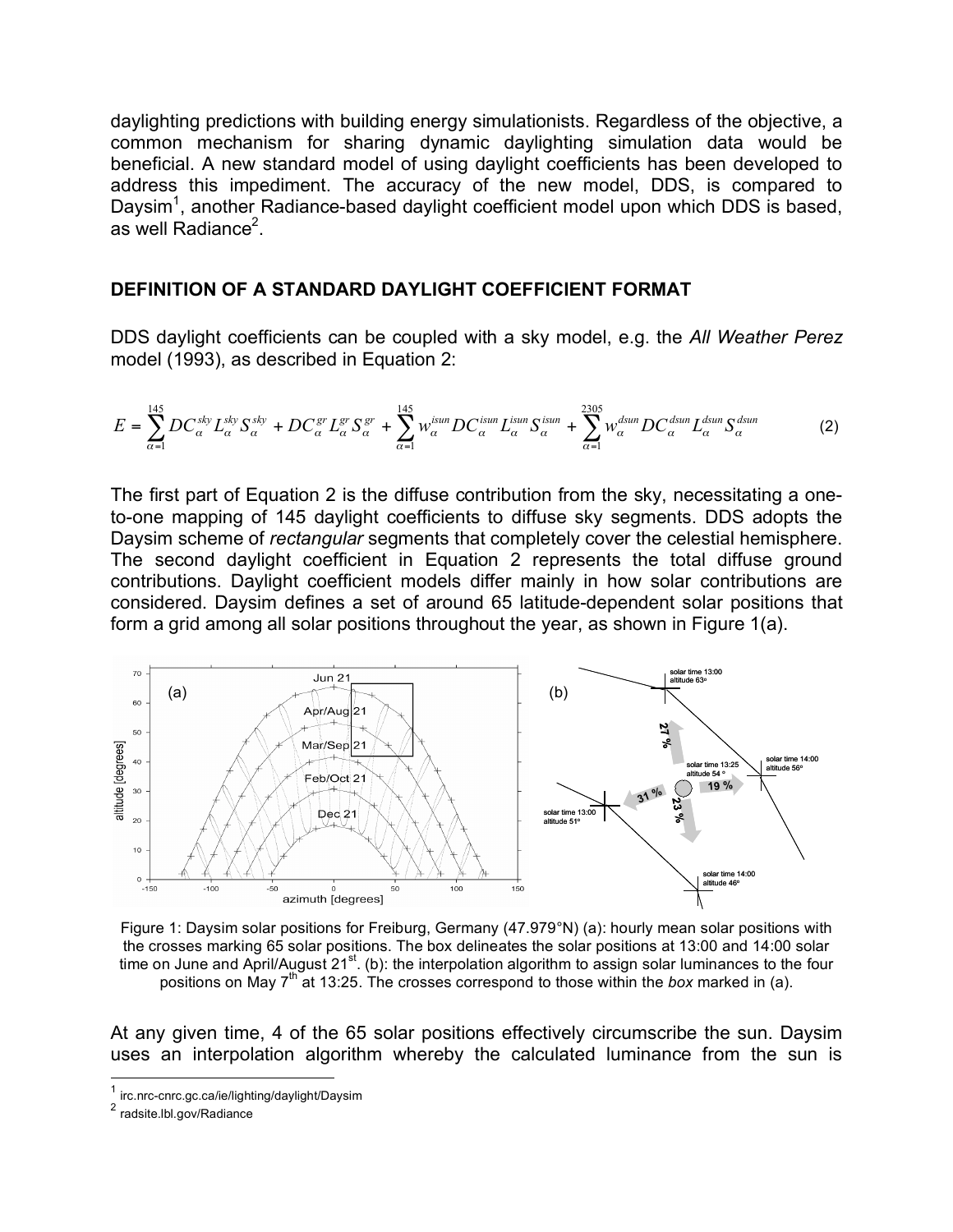daylighting predictions with building energy simulationists. Regardless of the objective, a common mechanism for sharing dynamic daylighting simulation data would be beneficial. A new standard model of using daylight coefficients has been developed to address this impediment. The accuracy of the new model, DDS, is compared to Daysim[1], another Radiance-based daylight coefficient model upon which DDS is based, as well Radiance[2].

## DEFINITION OF A STANDARD DAYLIGHT COEFFICIENT FORMAT

DDS daylight coefficients can be coupled with a sky model, e.g. the *All Weather Perez* model (1993), as described in Equation 2:

$$E = \sum_{\alpha=1}^{145} DC_{\alpha}^{sky} L_{\alpha}^{sky} S_{\alpha}^{sky} + DC_{\alpha}^{gr} L_{\alpha}^{gr} S_{\alpha}^{gr} + \sum_{\alpha=1}^{145} w_{\alpha}^{isun} DC_{\alpha}^{isun} L_{\alpha}^{isun} S_{\alpha}^{isun} + \sum_{\alpha=1}^{2305} w_{\alpha}^{dsun} DC_{\alpha}^{dsun} L_{\alpha}^{dsun} S_{\alpha}^{dsun} \quad (2)$$

The first part of Equation 2 is the diffuse contribution from the sky, necessitating a one-to-one mapping of 145 daylight coefficients to diffuse sky segments. DDS adopts the Daysim scheme of *rectangular* segments that completely cover the celestial hemisphere. The second daylight coefficient in Equation 2 represents the total diffuse ground contributions. Daylight coefficient models differ mainly in how solar contributions are considered. Daysim defines a set of around 65 latitude-dependent solar positions that form a grid among all solar positions throughout the year, as shown in Figure 1(a).

Figure 1: Daysim solar positions for Freiburg, Germany (47.979°N) (a): hourly mean solar positions with the crosses marking 65 solar positions. The box delineates the solar positions at 13:00 and 14:00 solar time on June and April/August 21st. (b): the interpolation algorithm to assign solar luminances to the four positions on May 7th at 13:25. The crosses correspond to those within the *box* marked in (a).

At any given time, 4 of the 65 solar positions effectively circumscribe the sun. Daysim uses an interpolation algorithm whereby the calculated luminance from the sun is

[1] irc.nrc-cnrc.gc.ca/ie/lighting/daylight/Daysim

[2] radsite.lbl.gov/Radiance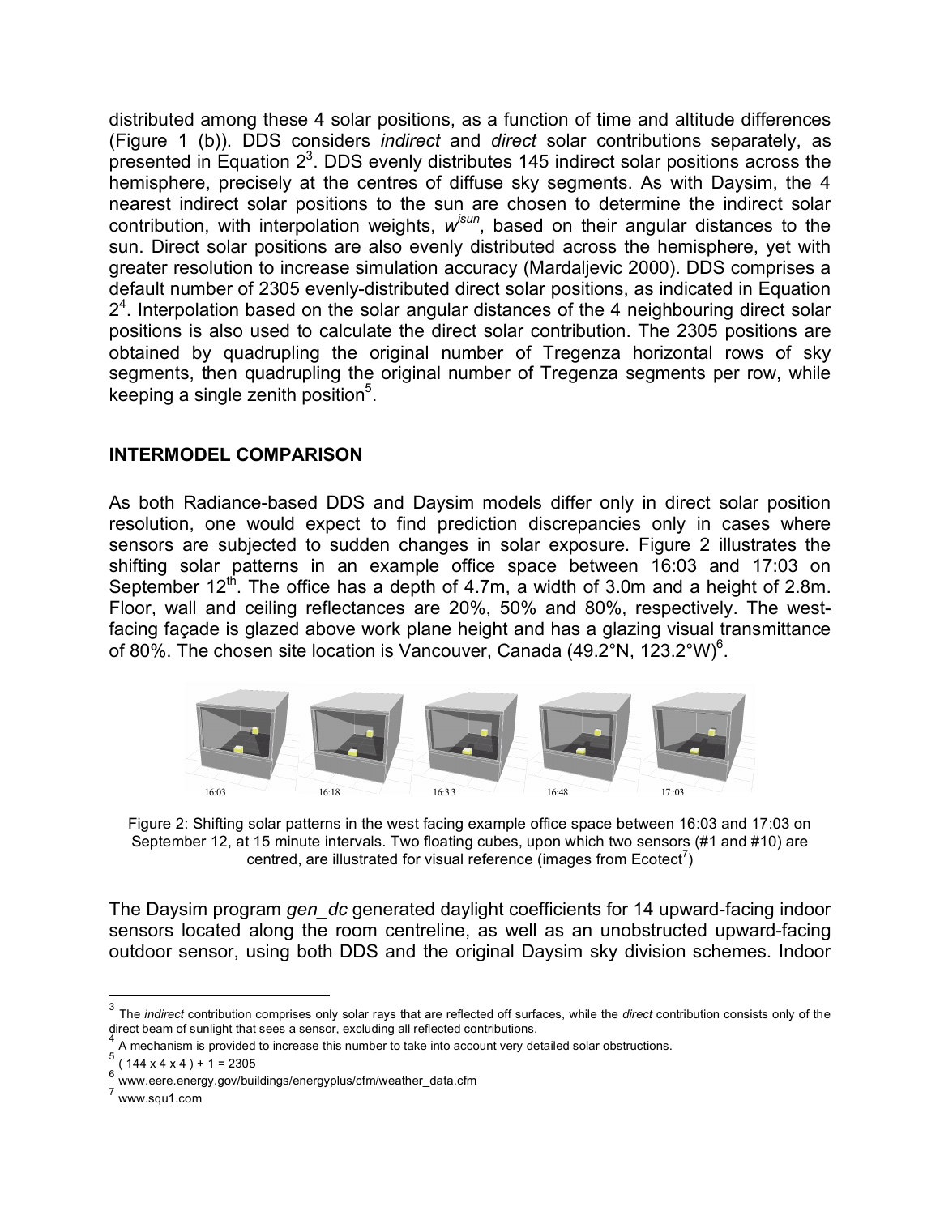distributed among these 4 solar positions, as a function of time and altitude differences (Figure 1 (b)). DDS considers *indirect* and *direct* solar contributions separately, as presented in Equation 2[3]. DDS evenly distributes 145 indirect solar positions across the hemisphere, precisely at the centres of diffuse sky segments. As with Daysim, the 4 nearest indirect solar positions to the sun are chosen to determine the indirect solar contribution, with interpolation weights, $w^{isun}$, based on their angular distances to the sun. Direct solar positions are also evenly distributed across the hemisphere, yet with greater resolution to increase simulation accuracy (Mardaljevic 2000). DDS comprises a default number of 2305 evenly-distributed direct solar positions, as indicated in Equation 2[4]. Interpolation based on the solar angular distances of the 4 neighbouring direct solar positions is also used to calculate the direct solar contribution. The 2305 positions are obtained by quadrupling the original number of Tregenza horizontal rows of sky segments, then quadrupling the original number of Tregenza segments per row, while keeping a single zenith position[5].

## INTERMODEL COMPARISON

As both Radiance-based DDS and Daysim models differ only in direct solar position resolution, one would expect to find prediction discrepancies only in cases where sensors are subjected to sudden changes in solar exposure. Figure 2 illustrates the shifting solar patterns in an example office space between 16:03 and 17:03 on September 12th. The office has a depth of 4.7m, a width of 3.0m and a height of 2.8m. Floor, wall and ceiling reflectances are 20%, 50% and 80%, respectively. The west-facing façade is glazed above work plane height and has a glazing visual transmittance of 80%. The chosen site location is Vancouver, Canada (49.2°N, 123.2°W)[6].

16:03 16:18 16:33 16:48 17:03

Figure 2: Shifting solar patterns in the west facing example office space between 16:03 and 17:03 on September 12, at 15 minute intervals. Two floating cubes, upon which two sensors (#1 and #10) are centred, are illustrated for visual reference (images from Ecotect[7])

The Daysim program *gen_dc* generated daylight coefficients for 14 upward-facing indoor sensors located along the room centreline, as well as an unobstructed upward-facing outdoor sensor, using both DDS and the original Daysim sky division schemes. Indoor

---

[3] The *indirect* contribution comprises only solar rays that are reflected off surfaces, while the *direct* contribution consists only of the direct beam of sunlight that sees a sensor, excluding all reflected contributions.

[4] A mechanism is provided to increase this number to take into account very detailed solar obstructions.

[5] $(144 \times 4 \times 4) + 1 = 2305$

[6] www.eere.energy.gov/buildings/energyplus/cfm/weather_data.cfm

[7] www.squ1.com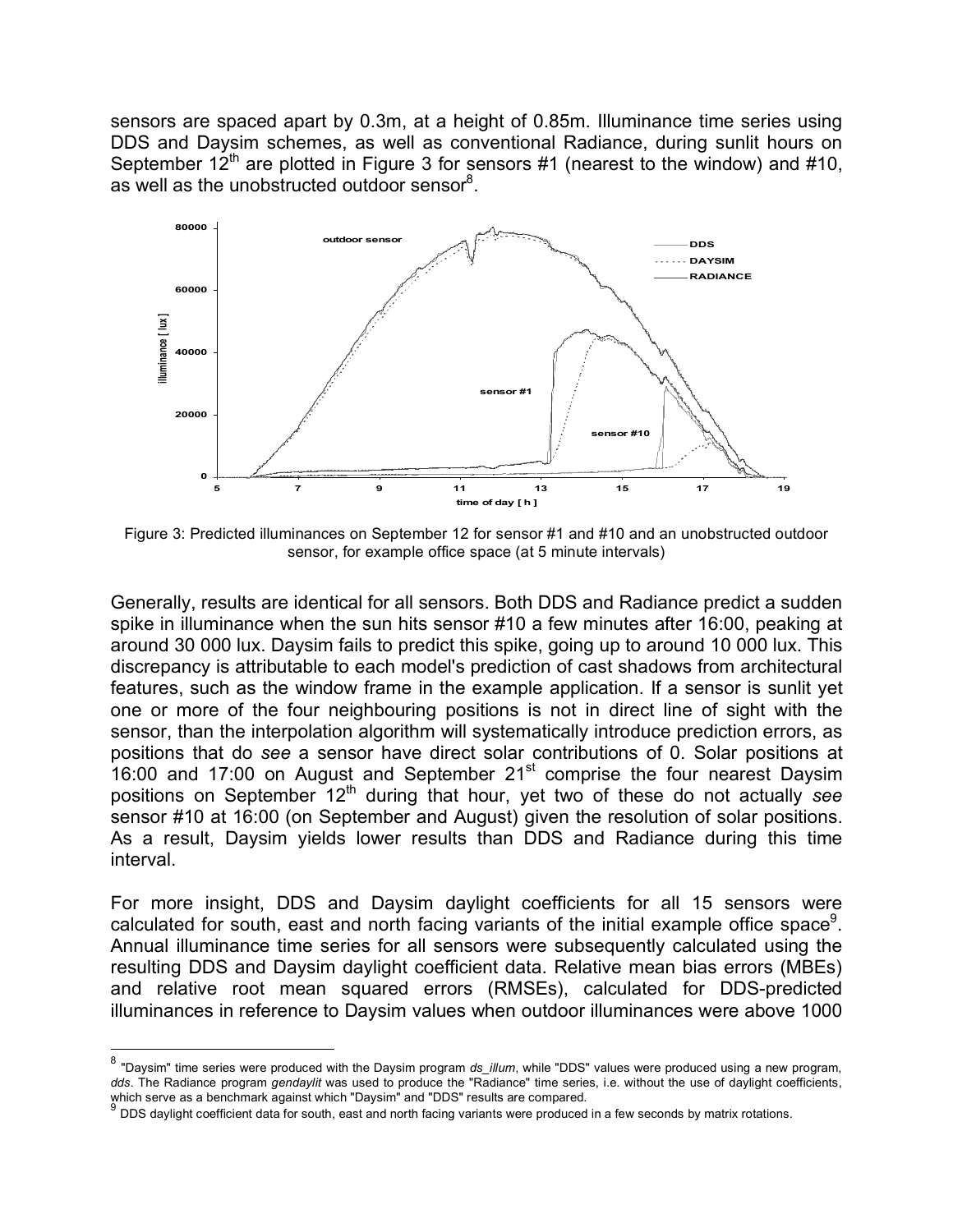sensors are spaced apart by 0.3m, at a height of 0.85m. Illuminance time series using DDS and Daysim schemes, as well as conventional Radiance, during sunlit hours on September 12th are plotted in Figure 3 for sensors #1 (nearest to the window) and #10, as well as the unobstructed outdoor sensor[8].

Figure 3: Predicted illuminances on September 12 for sensor #1 and #10 and an unobstructed outdoor sensor, for example office space (at 5 minute intervals)

Generally, results are identical for all sensors. Both DDS and Radiance predict a sudden spike in illuminance when the sun hits sensor #10 a few minutes after 16:00, peaking at around 30 000 lux. Daysim fails to predict this spike, going up to around 10 000 lux. This discrepancy is attributable to each model's prediction of cast shadows from architectural features, such as the window frame in the example application. If a sensor is sunlit yet one or more of the four neighbouring positions is not in direct line of sight with the sensor, than the interpolation algorithm will systematically introduce prediction errors, as positions that do *see* a sensor have direct solar contributions of 0. Solar positions at 16:00 and 17:00 on August and September 21st comprise the four nearest Daysim positions on September 12th during that hour, yet two of these do not actually *see* sensor #10 at 16:00 (on September and August) given the resolution of solar positions. As a result, Daysim yields lower results than DDS and Radiance during this time interval.

For more insight, DDS and Daysim daylight coefficients for all 15 sensors were calculated for south, east and north facing variants of the initial example office space[9]. Annual illuminance time series for all sensors were subsequently calculated using the resulting DDS and Daysim daylight coefficient data. Relative mean bias errors (MBEs) and relative root mean squared errors (RMSEs), calculated for DDS-predicted illuminances in reference to Daysim values when outdoor illuminances were above 1000

---

[8] "Daysim" time series were produced with the Daysim program *ds_illum*, while "DDS" values were produced using a new program, *dds*. The Radiance program *gendaylit* was used to produce the "Radiance" time series, i.e. without the use of daylight coefficients, which serve as a benchmark against which "Daysim" and "DDS" results are compared.

[9] DDS daylight coefficient data for south, east and north facing variants were produced in a few seconds by matrix rotations.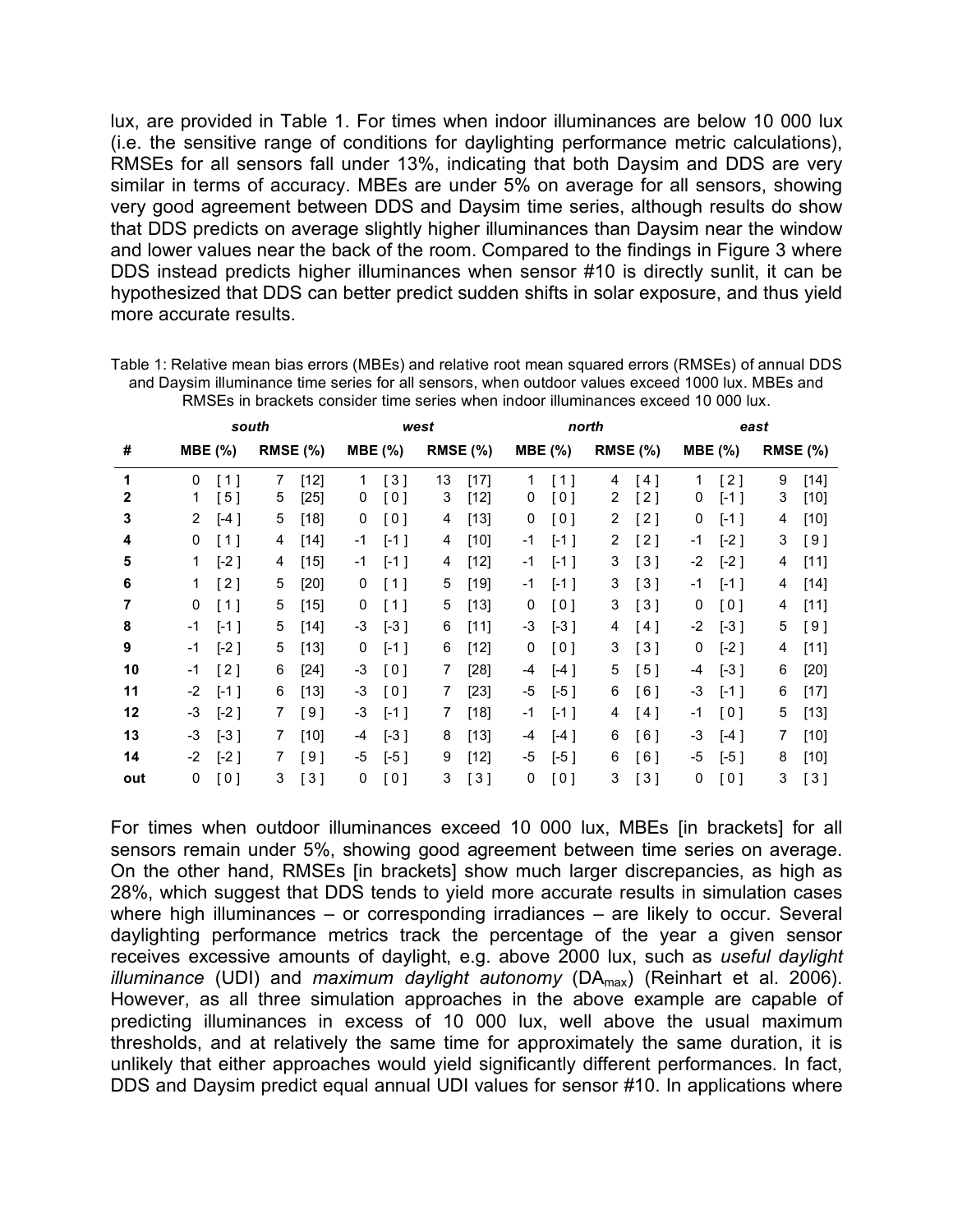lux, are provided in Table 1. For times when indoor illuminances are below 10 000 lux (i.e. the sensitive range of conditions for daylighting performance metric calculations), RMSEs for all sensors fall under 13%, indicating that both Daysim and DDS are very similar in terms of accuracy. MBEs are under 5% on average for all sensors, showing very good agreement between DDS and Daysim time series, although results do show that DDS predicts on average slightly higher illuminances than Daysim near the window and lower values near the back of the room. Compared to the findings in Figure 3 where DDS instead predicts higher illuminances when sensor #10 is directly sunlit, it can be hypothesized that DDS can better predict sudden shifts in solar exposure, and thus yield more accurate results.

Table 1: Relative mean bias errors (MBEs) and relative root mean squared errors (RMSEs) of annual DDS and Daysim illuminance time series for all sensors, when outdoor values exceed 1000 lux. MBEs and RMSEs in brackets consider time series when indoor illuminances exceed 10 000 lux.

| | *south* | | | | *west* | | | | *north* | | | | *east* | | | |
|---|---|---|---|---|---|---|---|---|---|---|---|---|---|---|---|---|
| **#** | **MBE (%)** | | **RMSE (%)** | | **MBE (%)** | | **RMSE (%)** | | **MBE (%)** | | **RMSE (%)** | | **MBE (%)** | | **RMSE (%)** | |
| **1** | 0 | [ 1 ] | 7 | [12] | 1 | [ 3 ] | 13 | [17] | 1 | [ 1 ] | 4 | [ 4 ] | 1 | [ 2 ] | 9 | [14] |
| **2** | 1 | [ 5 ] | 5 | [25] | 0 | [ 0 ] | 3 | [12] | 0 | [ 0 ] | 2 | [ 2 ] | 0 | [-1 ] | 3 | [10] |
| **3** | 2 | [-4 ] | 5 | [18] | 0 | [ 0 ] | 4 | [13] | 0 | [ 0 ] | 2 | [ 2 ] | 0 | [-1 ] | 4 | [10] |
| **4** | 0 | [ 1 ] | 4 | [14] | -1 | [-1 ] | 4 | [10] | -1 | [-1 ] | 2 | [ 2 ] | -1 | [-2 ] | 3 | [ 9 ] |
| **5** | 1 | [-2 ] | 4 | [15] | -1 | [-1 ] | 4 | [12] | -1 | [-1 ] | 3 | [ 3 ] | -2 | [-2 ] | 4 | [11] |
| **6** | 1 | [ 2 ] | 5 | [20] | 0 | [ 1 ] | 5 | [19] | -1 | [-1 ] | 3 | [ 3 ] | -1 | [-1 ] | 4 | [14] |
| **7** | 0 | [ 1 ] | 5 | [15] | 0 | [ 1 ] | 5 | [13] | 0 | [ 0 ] | 3 | [ 3 ] | 0 | [ 0 ] | 4 | [11] |
| **8** | -1 | [-1 ] | 5 | [14] | -3 | [-3 ] | 6 | [11] | -3 | [-3 ] | 4 | [ 4 ] | -2 | [-3 ] | 5 | [ 9 ] |
| **9** | -1 | [-2 ] | 5 | [13] | 0 | [-1 ] | 6 | [12] | 0 | [ 0 ] | 3 | [ 3 ] | 0 | [-2 ] | 4 | [11] |
| **10** | -1 | [ 2 ] | 6 | [24] | -3 | [ 0 ] | 7 | [28] | -4 | [-4 ] | 5 | [ 5 ] | -4 | [-3 ] | 6 | [20] |
| **11** | -2 | [-1 ] | 6 | [13] | -3 | [ 0 ] | 7 | [23] | -5 | [-5 ] | 6 | [ 6 ] | -3 | [-1 ] | 6 | [17] |
| **12** | -3 | [-2 ] | 7 | [ 9 ] | -3 | [-1 ] | 7 | [18] | -1 | [-1 ] | 4 | [ 4 ] | -1 | [ 0 ] | 5 | [13] |
| **13** | -3 | [-3 ] | 7 | [10] | -4 | [-3 ] | 8 | [13] | -4 | [-4 ] | 6 | [ 6 ] | -3 | [-4 ] | 7 | [10] |
| **14** | -2 | [-2 ] | 7 | [ 9 ] | -5 | [-5 ] | 9 | [12] | -5 | [-5 ] | 6 | [ 6 ] | -5 | [-5 ] | 8 | [10] |
| **out** | 0 | [ 0 ] | 3 | [ 3 ] | 0 | [ 0 ] | 3 | [ 3 ] | 0 | [ 0 ] | 3 | [ 3 ] | 0 | [ 0 ] | 3 | [ 3 ] |

For times when outdoor illuminances exceed 10 000 lux, MBEs [in brackets] for all sensors remain under 5%, showing good agreement between time series on average. On the other hand, RMSEs [in brackets] show much larger discrepancies, as high as 28%, which suggest that DDS tends to yield more accurate results in simulation cases where high illuminances – or corresponding irradiances – are likely to occur. Several daylighting performance metrics track the percentage of the year a given sensor receives excessive amounts of daylight, e.g. above 2000 lux, such as *useful daylight illuminance* (UDI) and *maximum daylight autonomy* ($DA_{max}$) (Reinhart et al. 2006). However, as all three simulation approaches in the above example are capable of predicting illuminances in excess of 10 000 lux, well above the usual maximum thresholds, and at relatively the same time for approximately the same duration, it is unlikely that either approaches would yield significantly different performances. In fact, DDS and Daysim predict equal annual UDI values for sensor #10. In applications where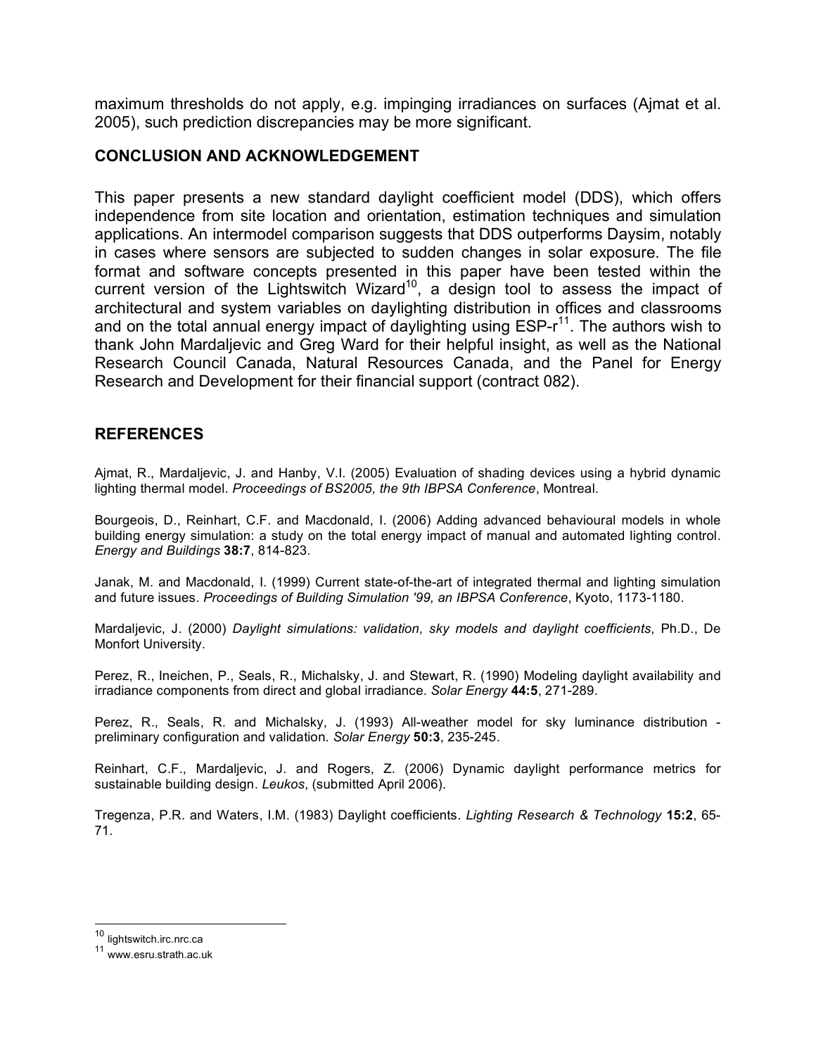maximum thresholds do not apply, e.g. impinging irradiances on surfaces (Ajmat et al. 2005), such prediction discrepancies may be more significant.

## CONCLUSION AND ACKNOWLEDGEMENT

This paper presents a new standard daylight coefficient model (DDS), which offers independence from site location and orientation, estimation techniques and simulation applications. An intermodel comparison suggests that DDS outperforms Daysim, notably in cases where sensors are subjected to sudden changes in solar exposure. The file format and software concepts presented in this paper have been tested within the current version of the Lightswitch Wizard[10], a design tool to assess the impact of architectural and system variables on daylighting distribution in offices and classrooms and on the total annual energy impact of daylighting using ESP-r[11]. The authors wish to thank John Mardaljevic and Greg Ward for their helpful insight, as well as the National Research Council Canada, Natural Resources Canada, and the Panel for Energy Research and Development for their financial support (contract 082).

## REFERENCES

Ajmat, R., Mardaljevic, J. and Hanby, V.I. (2005) Evaluation of shading devices using a hybrid dynamic lighting thermal model. *Proceedings of BS2005, the 9th IBPSA Conference*, Montreal.

Bourgeois, D., Reinhart, C.F. and Macdonald, I. (2006) Adding advanced behavioural models in whole building energy simulation: a study on the total energy impact of manual and automated lighting control. *Energy and Buildings* **38:7**, 814-823.

Janak, M. and Macdonald, I. (1999) Current state-of-the-art of integrated thermal and lighting simulation and future issues. *Proceedings of Building Simulation '99, an IBPSA Conference*, Kyoto, 1173-1180.

Mardaljevic, J. (2000) *Daylight simulations: validation, sky models and daylight coefficients*, Ph.D., De Monfort University.

Perez, R., Ineichen, P., Seals, R., Michalsky, J. and Stewart, R. (1990) Modeling daylight availability and irradiance components from direct and global irradiance. *Solar Energy* **44:5**, 271-289.

Perez, R., Seals, R. and Michalsky, J. (1993) All-weather model for sky luminance distribution - preliminary configuration and validation. *Solar Energy* **50:3**, 235-245.

Reinhart, C.F., Mardaljevic, J. and Rogers, Z. (2006) Dynamic daylight performance metrics for sustainable building design. *Leukos*, (submitted April 2006).

Tregenza, P.R. and Waters, I.M. (1983) Daylight coefficients. *Lighting Research & Technology* **15:2**, 65-71.

---

[10] lightswitch.irc.nrc.ca

[11] www.esru.strath.ac.uk